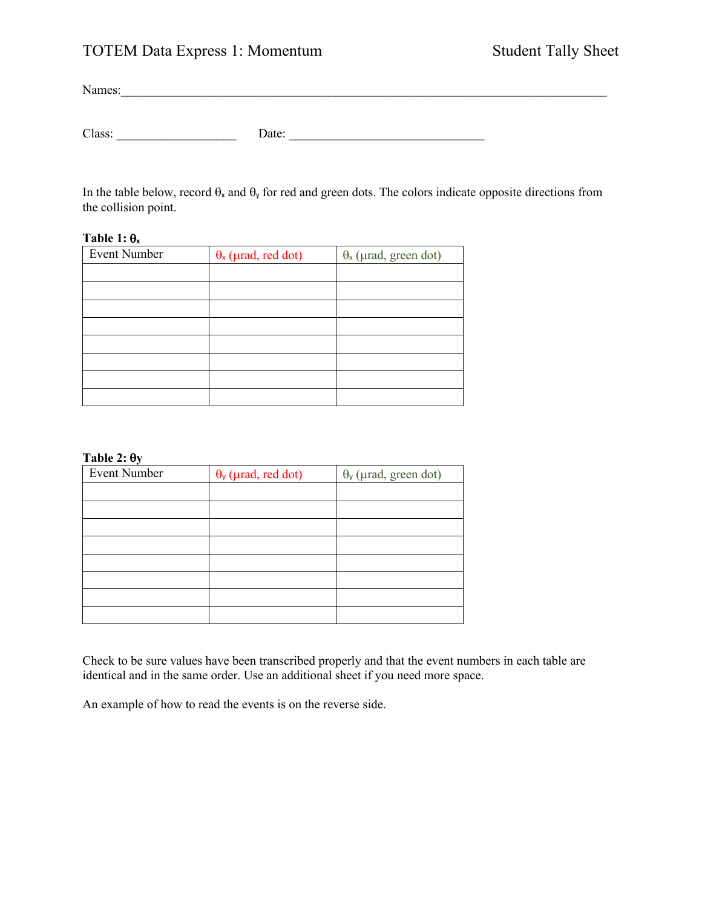# TOTEM Data Express 1: Momentum

Student Tally Sheet

Names:___________________________________________________________________________

Class: ___________________ Date: _______________________________

In the table below, record $\theta_x$ and $\theta_y$ for red and green dots. The colors indicate opposite directions from the collision point.

**Table 1: $\theta_x$**

| Event Number | $\theta_x$ (μrad, red dot) | $\theta_x$ (μrad, green dot) |
|---|---|---|
| | | |
| | | |
| | | |
| | | |
| | | |
| | | |
| | | |
| | | |

**Table 2: $\theta_y$**

| Event Number | $\theta_y$ (μrad, red dot) | $\theta_y$ (μrad, green dot) |
|---|---|---|
| | | |
| | | |
| | | |
| | | |
| | | |
| | | |
| | | |
| | | |

Check to be sure values have been transcribed properly and that the event numbers in each table are identical and in the same order. Use an additional sheet if you need more space.

An example of how to read the events is on the reverse side.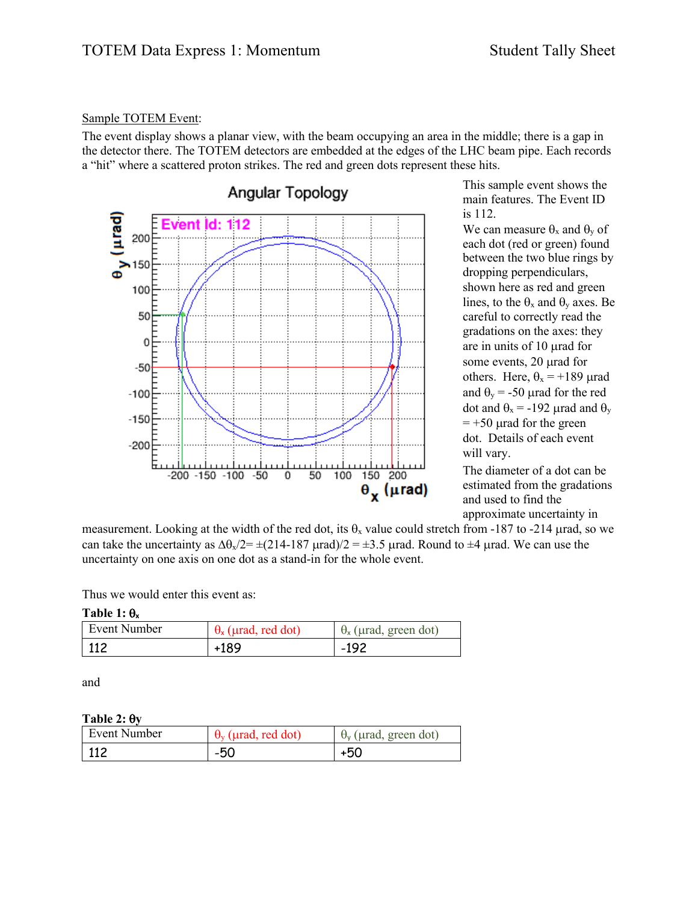Sample TOTEM Event:

The event display shows a planar view, with the beam occupying an area in the middle; there is a gap in the detector there. The TOTEM detectors are embedded at the edges of the LHC beam pipe. Each records a "hit" where a scattered proton strikes. The red and green dots represent these hits.

Angular Topology

Event Id: 112

$\theta_y$ (μrad)

200
150
100
50
0
-50
-100
-150
-200

-200 -150 -100 -50 0 50 100 150 200

$\theta_x$ (μrad)

This sample event shows the main features. The Event ID is 112.

We can measure $\theta_x$ and $\theta_y$ of each dot (red or green) found between the two blue rings by dropping perpendiculars, shown here as red and green lines, to the $\theta_x$ and $\theta_y$ axes. Be careful to correctly read the gradations on the axes: they are in units of 10 μrad for some events, 20 μrad for others. Here, $\theta_x$ = +189 μrad and $\theta_y$ = -50 μrad for the red dot and $\theta_x$ = -192 μrad and $\theta_y$ = +50 μrad for the green dot. Details of each event will vary.

The diameter of a dot can be estimated from the gradations and used to find the approximate uncertainty in measurement. Looking at the width of the red dot, its $\theta_x$ value could stretch from -187 to -214 μrad, so we can take the uncertainty as $\Delta\theta_x/2 = \pm(214\text{-}187\ \mu\text{rad})/2 = \pm 3.5$ μrad. Round to ±4 μrad. We can use the uncertainty on one axis on one dot as a stand-in for the whole event.

Thus we would enter this event as:

**Table 1: $\theta_x$**

| Event Number | $\theta_x$ (μrad, red dot) | $\theta_x$ (μrad, green dot) |
|---|---|---|
| 112 | +189 | -192 |

and

**Table 2: $\theta_y$**

| Event Number | $\theta_y$ (μrad, red dot) | $\theta_y$ (μrad, green dot) |
|---|---|---|
| 112 | -50 | +50 |